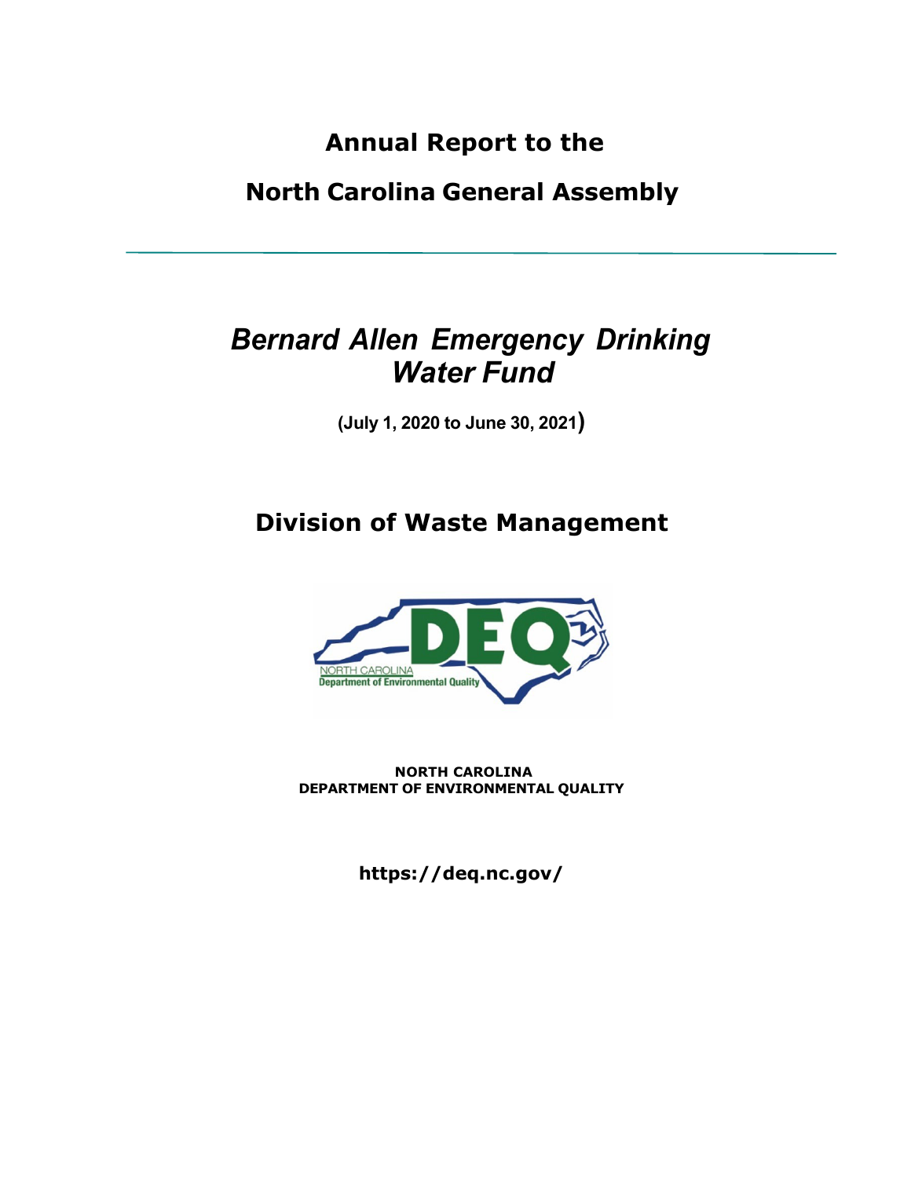# Annual Report to the

# North Carolina General Assembly

---

## *Bernard Allen Emergency Drinking Water Fund*

**(July 1, 2020 to June 30, 2021)**

## Division of Waste Management

**NORTH CAROLINA**
**DEPARTMENT OF ENVIRONMENTAL QUALITY**

**https://deq.nc.gov/**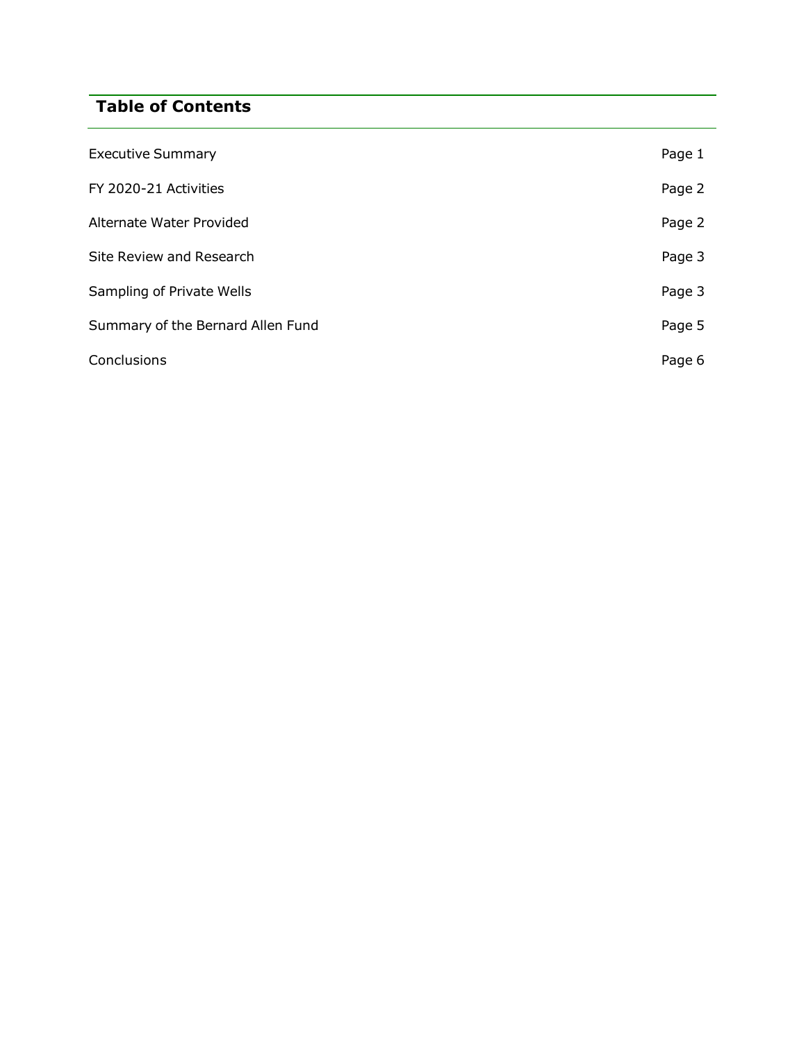## Table of Contents

| | |
|---|---|
| Executive Summary | Page 1 |
| FY 2020-21 Activities | Page 2 |
| Alternate Water Provided | Page 2 |
| Site Review and Research | Page 3 |
| Sampling of Private Wells | Page 3 |
| Summary of the Bernard Allen Fund | Page 5 |
| Conclusions | Page 6 |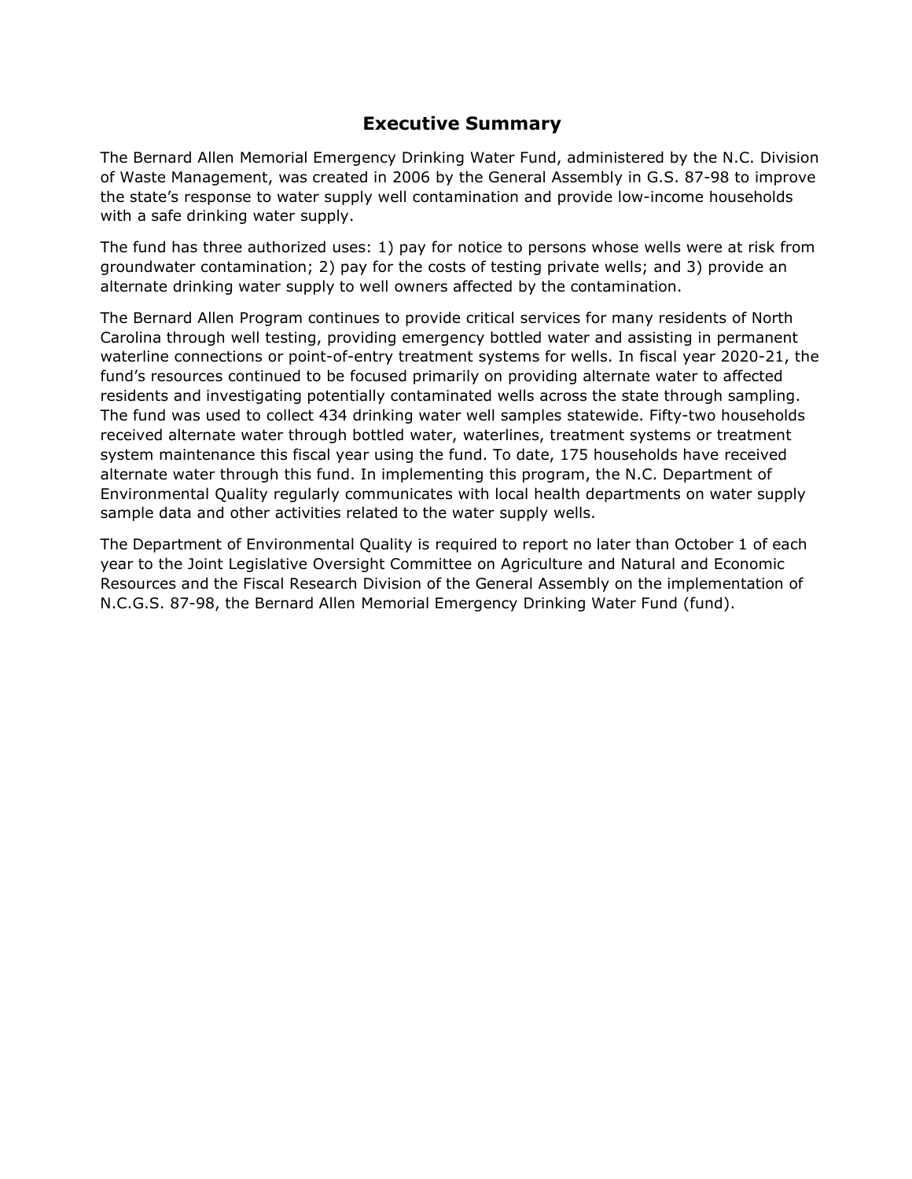# Executive Summary

The Bernard Allen Memorial Emergency Drinking Water Fund, administered by the N.C. Division of Waste Management, was created in 2006 by the General Assembly in G.S. 87-98 to improve the state's response to water supply well contamination and provide low-income households with a safe drinking water supply.

The fund has three authorized uses: 1) pay for notice to persons whose wells were at risk from groundwater contamination; 2) pay for the costs of testing private wells; and 3) provide an alternate drinking water supply to well owners affected by the contamination.

The Bernard Allen Program continues to provide critical services for many residents of North Carolina through well testing, providing emergency bottled water and assisting in permanent waterline connections or point-of-entry treatment systems for wells. In fiscal year 2020-21, the fund's resources continued to be focused primarily on providing alternate water to affected residents and investigating potentially contaminated wells across the state through sampling. The fund was used to collect 434 drinking water well samples statewide. Fifty-two households received alternate water through bottled water, waterlines, treatment systems or treatment system maintenance this fiscal year using the fund. To date, 175 households have received alternate water through this fund. In implementing this program, the N.C. Department of Environmental Quality regularly communicates with local health departments on water supply sample data and other activities related to the water supply wells.

The Department of Environmental Quality is required to report no later than October 1 of each year to the Joint Legislative Oversight Committee on Agriculture and Natural and Economic Resources and the Fiscal Research Division of the General Assembly on the implementation of N.C.G.S. 87-98, the Bernard Allen Memorial Emergency Drinking Water Fund (fund).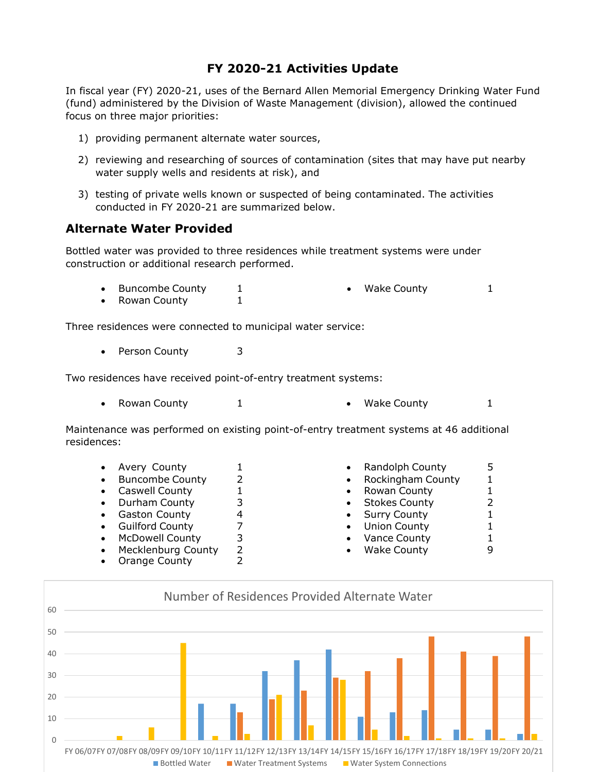## FY 2020-21 Activities Update

In fiscal year (FY) 2020-21, uses of the Bernard Allen Memorial Emergency Drinking Water Fund (fund) administered by the Division of Waste Management (division), allowed the continued focus on three major priorities:

1) providing permanent alternate water sources,
2) reviewing and researching of sources of contamination (sites that may have put nearby water supply wells and residents at risk), and
3) testing of private wells known or suspected of being contaminated. The activities conducted in FY 2020-21 are summarized below.

### Alternate Water Provided

Bottled water was provided to three residences while treatment systems were under construction or additional research performed.

- Buncombe County 1
- Rowan County 1
- Wake County 1

Three residences were connected to municipal water service:

- Person County 3

Two residences have received point-of-entry treatment systems:

- Rowan County 1
- Wake County 1

Maintenance was performed on existing point-of-entry treatment systems at 46 additional residences:

- Avery County 1
- Buncombe County 2
- Caswell County 1
- Durham County 3
- Gaston County 4
- Guilford County 7
- McDowell County 3
- Mecklenburg County 2
- Orange County 2
- Randolph County 5
- Rockingham County 1
- Rowan County 1
- Stokes County 2
- Surry County 1
- Union County 1
- Vance County 1
- Wake County 9

Number of Residences Provided Alternate Water

| Fiscal Year | Bottled Water | Water Treatment Systems | Water System Connections |
|---|---|---|---|
| FY 06/07 | | | |
| FY 07/08 | | | 2 |
| FY 08/09 | | | 6 |
| FY 09/10 | | | 45 |
| FY 10/11 | 17 | | 2 |
| FY 11/12 | 17 | 13 | 3 |
| FY 12/13 | 32 | 19 | 21 |
| FY 13/14 | 37 | 23 | 7 |
| FY 14/15 | 42 | 29 | 28 |
| FY 15/16 | 11 | 32 | 5 |
| FY 16/17 | 13 | 38 | 2 |
| FY 17/18 | 14 | 48 | 1 |
| FY 18/19 | 5 | 41 | 1 |
| FY 19/20 | 5 | 39 | 1 |
| FY 20/21 | 3 | 48 | 3 |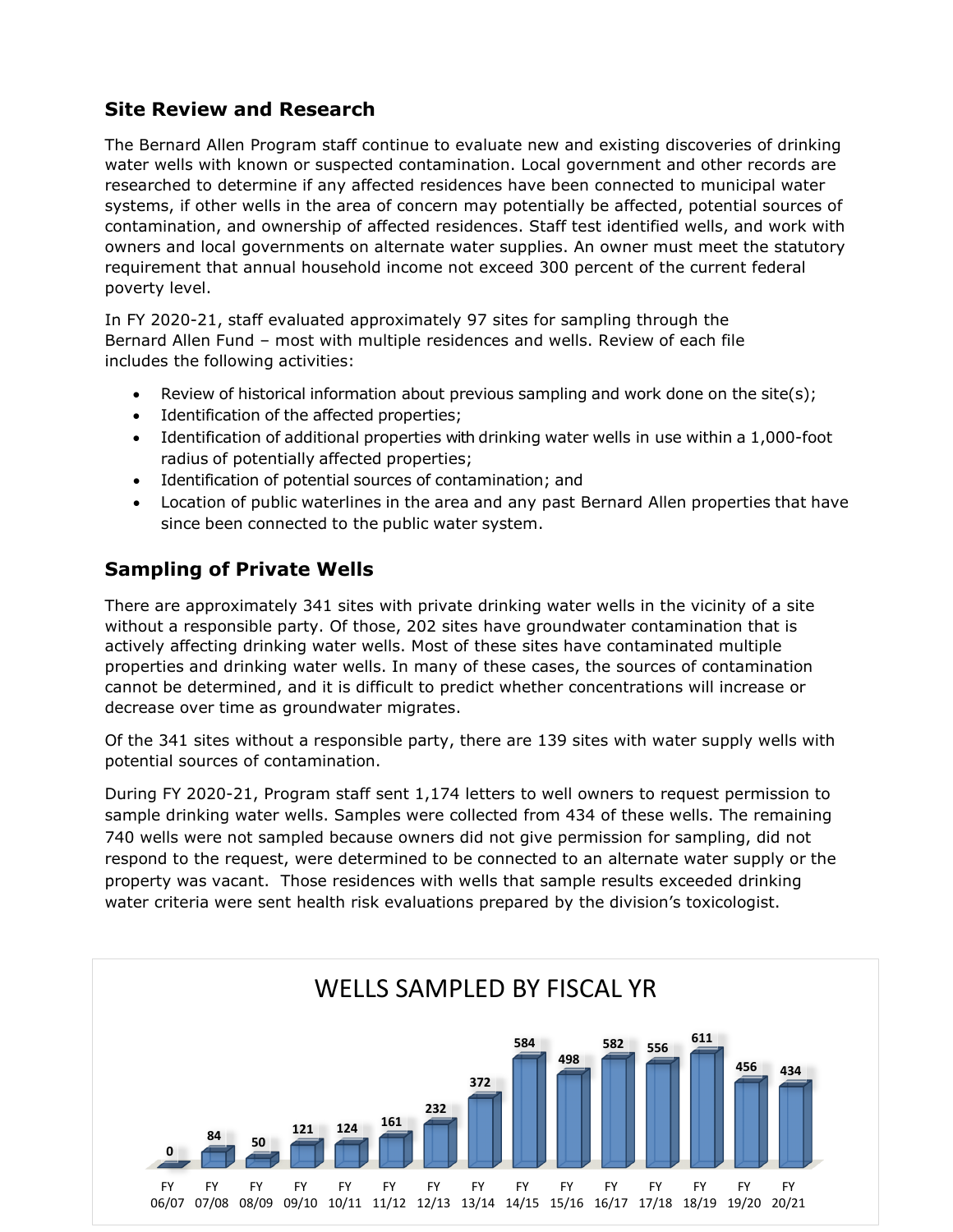## Site Review and Research

The Bernard Allen Program staff continue to evaluate new and existing discoveries of drinking water wells with known or suspected contamination. Local government and other records are researched to determine if any affected residences have been connected to municipal water systems, if other wells in the area of concern may potentially be affected, potential sources of contamination, and ownership of affected residences. Staff test identified wells, and work with owners and local governments on alternate water supplies. An owner must meet the statutory requirement that annual household income not exceed 300 percent of the current federal poverty level.

In FY 2020-21, staff evaluated approximately 97 sites for sampling through the Bernard Allen Fund – most with multiple residences and wells. Review of each file includes the following activities:

- Review of historical information about previous sampling and work done on the site(s);
- Identification of the affected properties;
- Identification of additional properties with drinking water wells in use within a 1,000-foot radius of potentially affected properties;
- Identification of potential sources of contamination; and
- Location of public waterlines in the area and any past Bernard Allen properties that have since been connected to the public water system.

## Sampling of Private Wells

There are approximately 341 sites with private drinking water wells in the vicinity of a site without a responsible party. Of those, 202 sites have groundwater contamination that is actively affecting drinking water wells. Most of these sites have contaminated multiple properties and drinking water wells. In many of these cases, the sources of contamination cannot be determined, and it is difficult to predict whether concentrations will increase or decrease over time as groundwater migrates.

Of the 341 sites without a responsible party, there are 139 sites with water supply wells with potential sources of contamination.

During FY 2020-21, Program staff sent 1,174 letters to well owners to request permission to sample drinking water wells. Samples were collected from 434 of these wells. The remaining 740 wells were not sampled because owners did not give permission for sampling, did not respond to the request, were determined to be connected to an alternate water supply or the property was vacant. Those residences with wells that sample results exceeded drinking water criteria were sent health risk evaluations prepared by the division's toxicologist.

**WELLS SAMPLED BY FISCAL YR**

| FY 06/07 | FY 07/08 | FY 08/09 | FY 09/10 | FY 10/11 | FY 11/12 | FY 12/13 | FY 13/14 | FY 14/15 | FY 15/16 | FY 16/17 | FY 17/18 | FY 18/19 | FY 19/20 | FY 20/21 |
|---|---|---|---|---|---|---|---|---|---|---|---|---|---|---|
| 0 | 84 | 50 | 121 | 124 | 161 | 232 | 372 | 584 | 498 | 582 | 556 | 611 | 456 | 434 |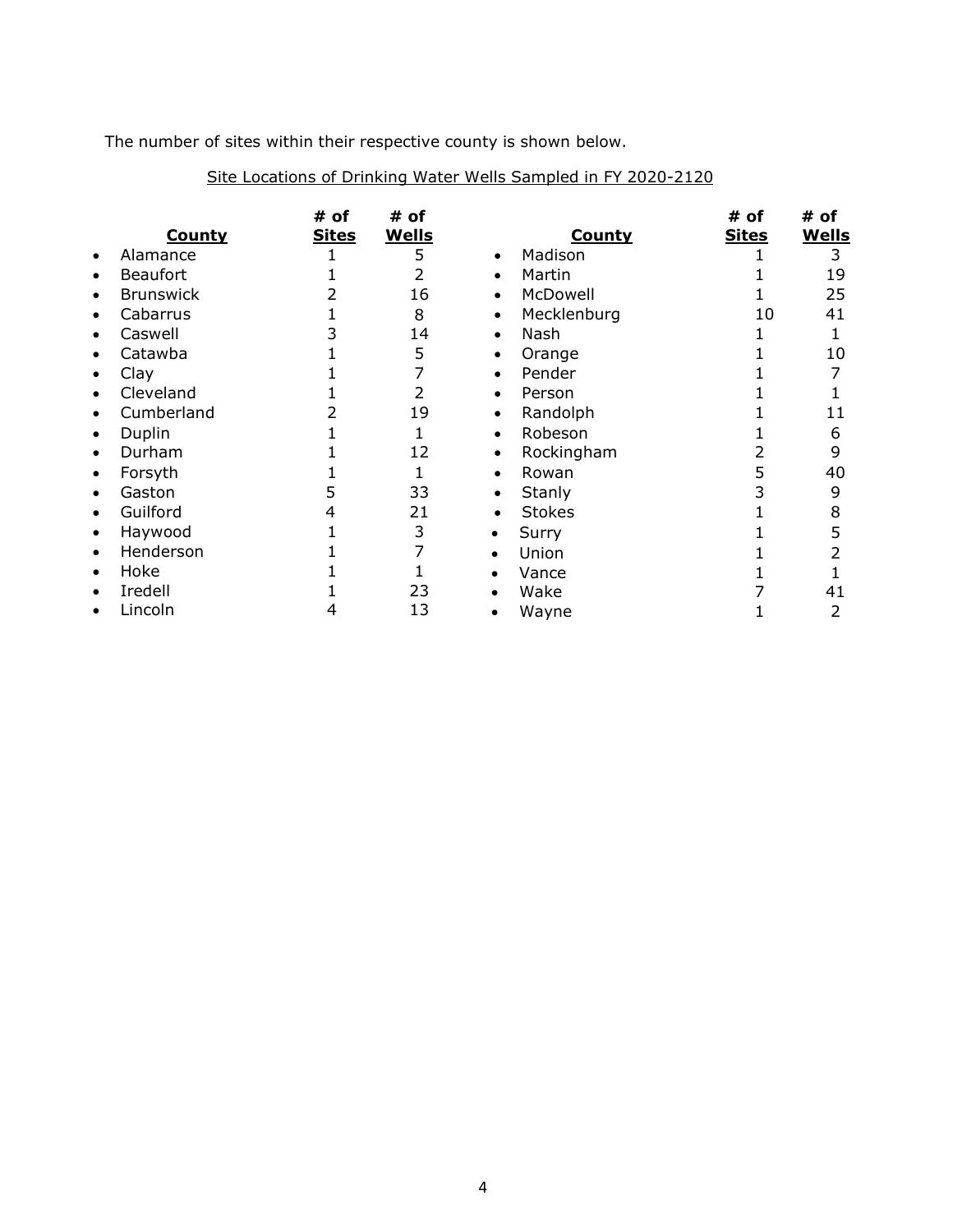The number of sites within their respective county is shown below.

Site Locations of Drinking Water Wells Sampled in FY 2020-2120

| County | # of Sites | # of Wells | County | # of Sites | # of Wells |
|---|---|---|---|---|---|
| Alamance | 1 | 5 | Madison | 1 | 3 |
| Beaufort | 1 | 2 | Martin | 1 | 19 |
| Brunswick | 2 | 16 | McDowell | 1 | 25 |
| Cabarrus | 1 | 8 | Mecklenburg | 10 | 41 |
| Caswell | 3 | 14 | Nash | 1 | 1 |
| Catawba | 1 | 5 | Orange | 1 | 10 |
| Clay | 1 | 7 | Pender | 1 | 7 |
| Cleveland | 1 | 2 | Person | 1 | 1 |
| Cumberland | 2 | 19 | Randolph | 1 | 11 |
| Duplin | 1 | 1 | Robeson | 1 | 6 |
| Durham | 1 | 12 | Rockingham | 2 | 9 |
| Forsyth | 1 | 1 | Rowan | 5 | 40 |
| Gaston | 5 | 33 | Stanly | 3 | 9 |
| Guilford | 4 | 21 | Stokes | 1 | 8 |
| Haywood | 1 | 3 | Surry | 1 | 5 |
| Henderson | 1 | 7 | Union | 1 | 2 |
| Hoke | 1 | 1 | Vance | 1 | 1 |
| Iredell | 1 | 23 | Wake | 7 | 41 |
| Lincoln | 4 | 13 | Wayne | 1 | 2 |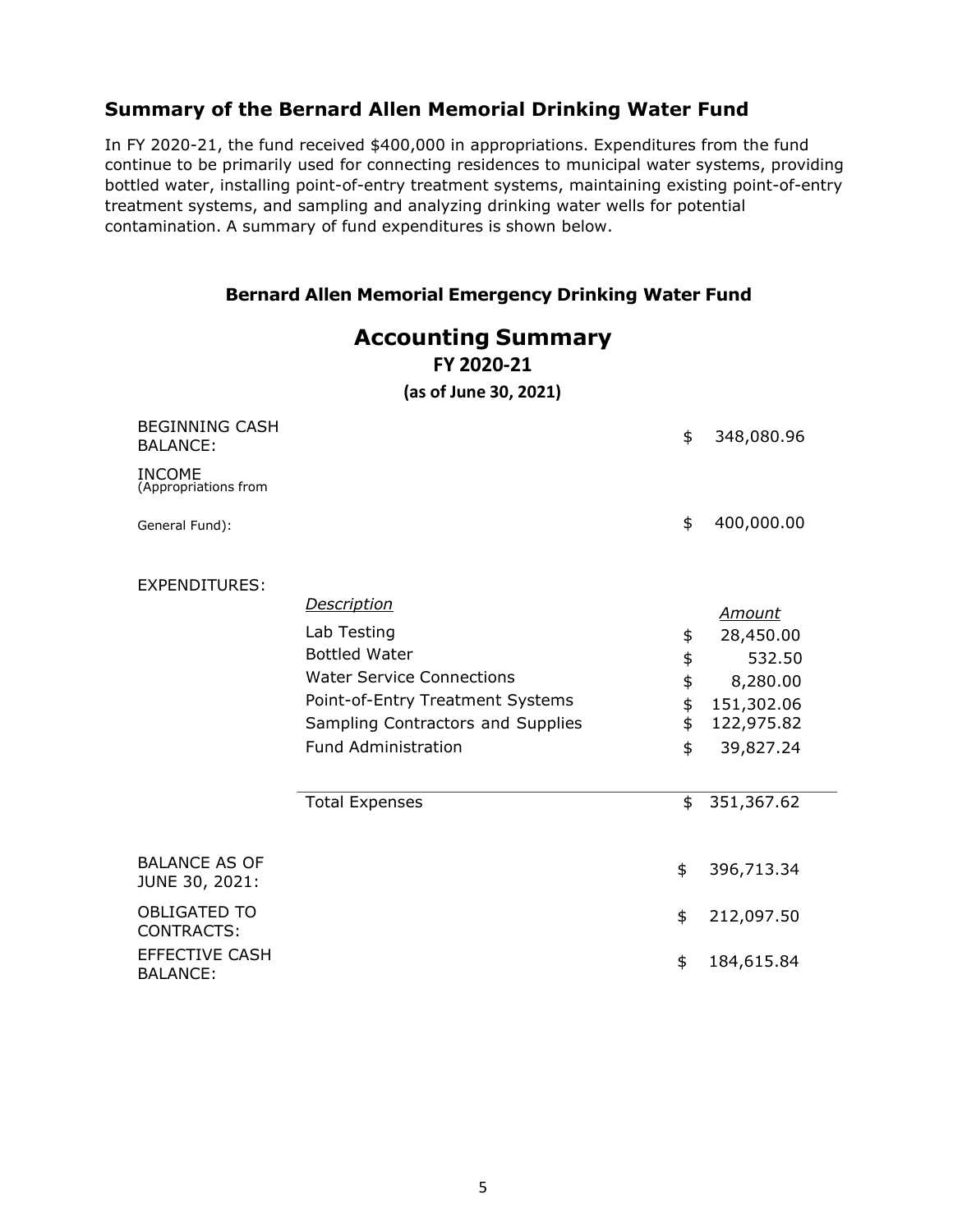## Summary of the Bernard Allen Memorial Drinking Water Fund

In FY 2020-21, the fund received $400,000 in appropriations. Expenditures from the fund continue to be primarily used for connecting residences to municipal water systems, providing bottled water, installing point-of-entry treatment systems, maintaining existing point-of-entry treatment systems, and sampling and analyzing drinking water wells for potential contamination. A summary of fund expenditures is shown below.

### Bernard Allen Memorial Emergency Drinking Water Fund

## Accounting Summary

**FY 2020-21**

**(as of June 30, 2021)**

| | | | |
|---|---|---|---|
| BEGINNING CASH BALANCE: | | $ | 348,080.96 |
| INCOME (Appropriations from General Fund): | | $ | 400,000.00 |
| EXPENDITURES: | *Description* | | *Amount* |
| | Lab Testing | $ | 28,450.00 |
| | Bottled Water | $ | 532.50 |
| | Water Service Connections | $ | 8,280.00 |
| | Point-of-Entry Treatment Systems | $ | 151,302.06 |
| | Sampling Contractors and Supplies | $ | 122,975.82 |
| | Fund Administration | $ | 39,827.24 |
| | Total Expenses | $ | 351,367.62 |
| BALANCE AS OF JUNE 30, 2021: | | $ | 396,713.34 |
| OBLIGATED TO CONTRACTS: | | $ | 212,097.50 |
| EFFECTIVE CASH BALANCE: | | $ | 184,615.84 |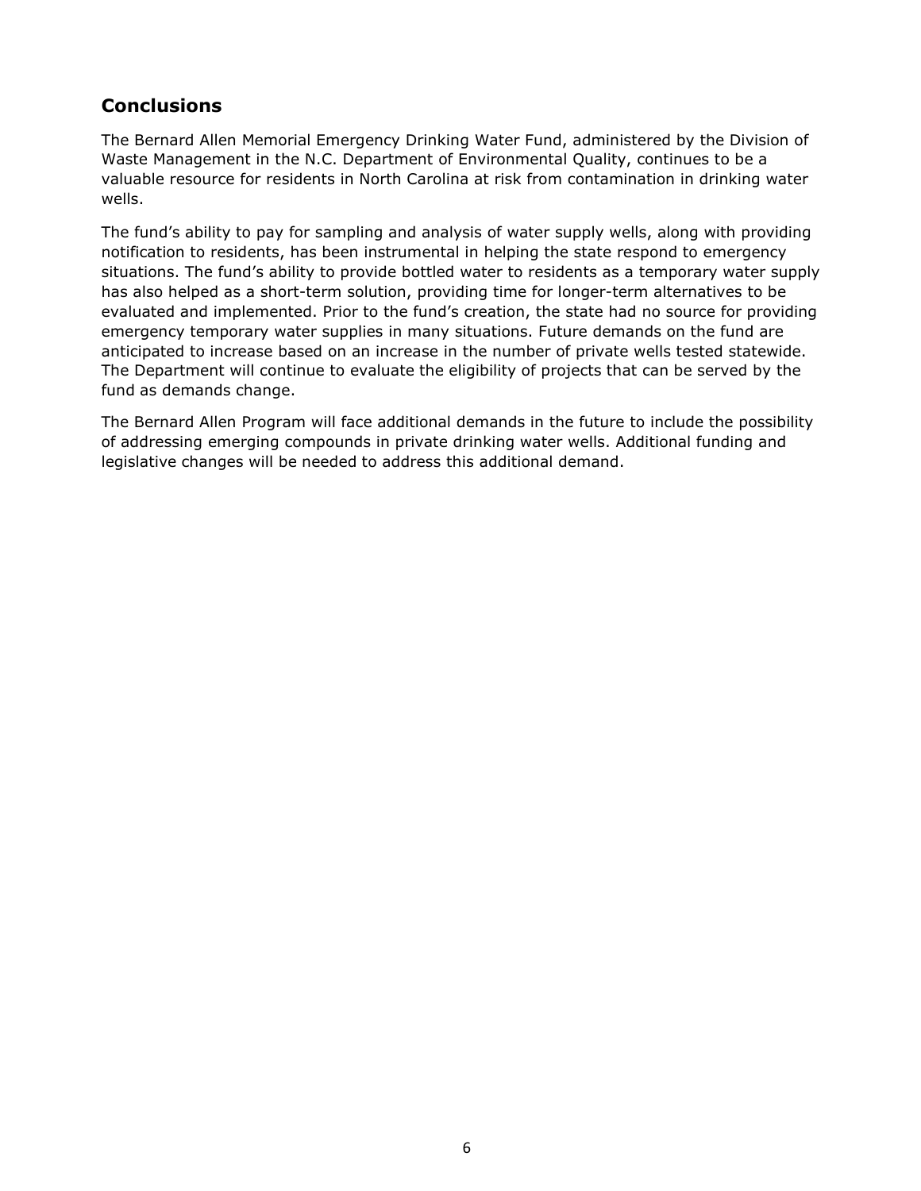## Conclusions

The Bernard Allen Memorial Emergency Drinking Water Fund, administered by the Division of Waste Management in the N.C. Department of Environmental Quality, continues to be a valuable resource for residents in North Carolina at risk from contamination in drinking water wells.

The fund's ability to pay for sampling and analysis of water supply wells, along with providing notification to residents, has been instrumental in helping the state respond to emergency situations. The fund's ability to provide bottled water to residents as a temporary water supply has also helped as a short-term solution, providing time for longer-term alternatives to be evaluated and implemented. Prior to the fund's creation, the state had no source for providing emergency temporary water supplies in many situations. Future demands on the fund are anticipated to increase based on an increase in the number of private wells tested statewide. The Department will continue to evaluate the eligibility of projects that can be served by the fund as demands change.

The Bernard Allen Program will face additional demands in the future to include the possibility of addressing emerging compounds in private drinking water wells. Additional funding and legislative changes will be needed to address this additional demand.